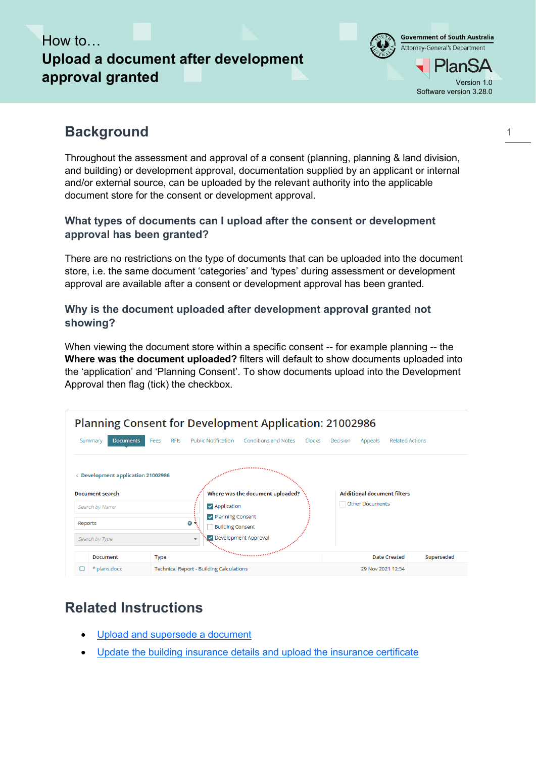How to…

# Upload a document after development approval granted

Government of South Australia
Attorney-General's Department

PlanSA

Version 1.0
Software version 3.28.0

## Background

Throughout the assessment and approval of a consent (planning, planning & land division, and building) or development approval, documentation supplied by an applicant or internal and/or external source, can be uploaded by the relevant authority into the applicable document store for the consent or development approval.

### What types of documents can I upload after the consent or development approval has been granted?

There are no restrictions on the type of documents that can be uploaded into the document store, i.e. the same document 'categories' and 'types' during assessment or development approval are available after a consent or development approval has been granted.

### Why is the document uploaded after development approval granted not showing?

When viewing the document store within a specific consent -- for example planning -- the **Where was the document uploaded?** filters will default to show documents uploaded into the 'application' and 'Planning Consent'. To show documents upload into the Development Approval then flag (tick) the checkbox.

Planning Consent for Development Application: 21002986

Summary | Documents | Fees | RFIs | Public Notification | Conditions and Notes | Clocks | Decision | Appeals | Related Actions

< Development application 21002986

**Document search**
- Search by Name
- Reports
- Search by Type

**Where was the document uploaded?**
- [x] Application
- [x] Planning Consent
- [ ] Building Consent
- [x] Development Approval

**Additional document filters**
- [ ] Other Documents

| Document | Type | Date Created | Superseded |
|---|---|---|---|
| * plans.docx | Technical Report - Building Calculations | 29 Nov 2021 12:54 | |

## Related Instructions

- Upload and supersede a document
- Update the building insurance details and upload the insurance certificate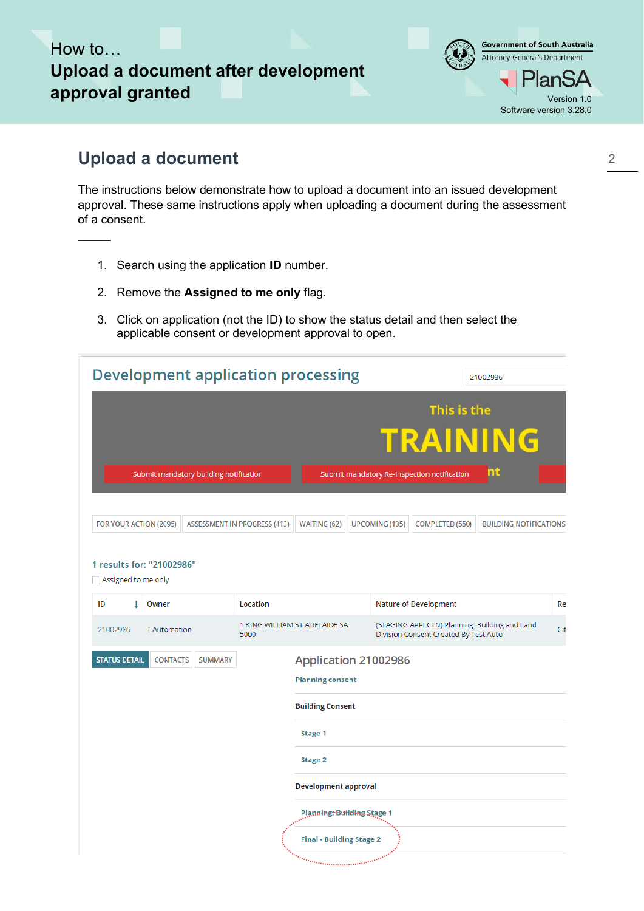How to…

# Upload a document after development approval granted

## Upload a document

The instructions below demonstrate how to upload a document into an issued development approval. These same instructions apply when uploading a document during the assessment of a consent.

1. Search using the application **ID** number.
2. Remove the **Assigned to me only** flag.
3. Click on application (not the ID) to show the status detail and then select the applicable consent or development approval to open.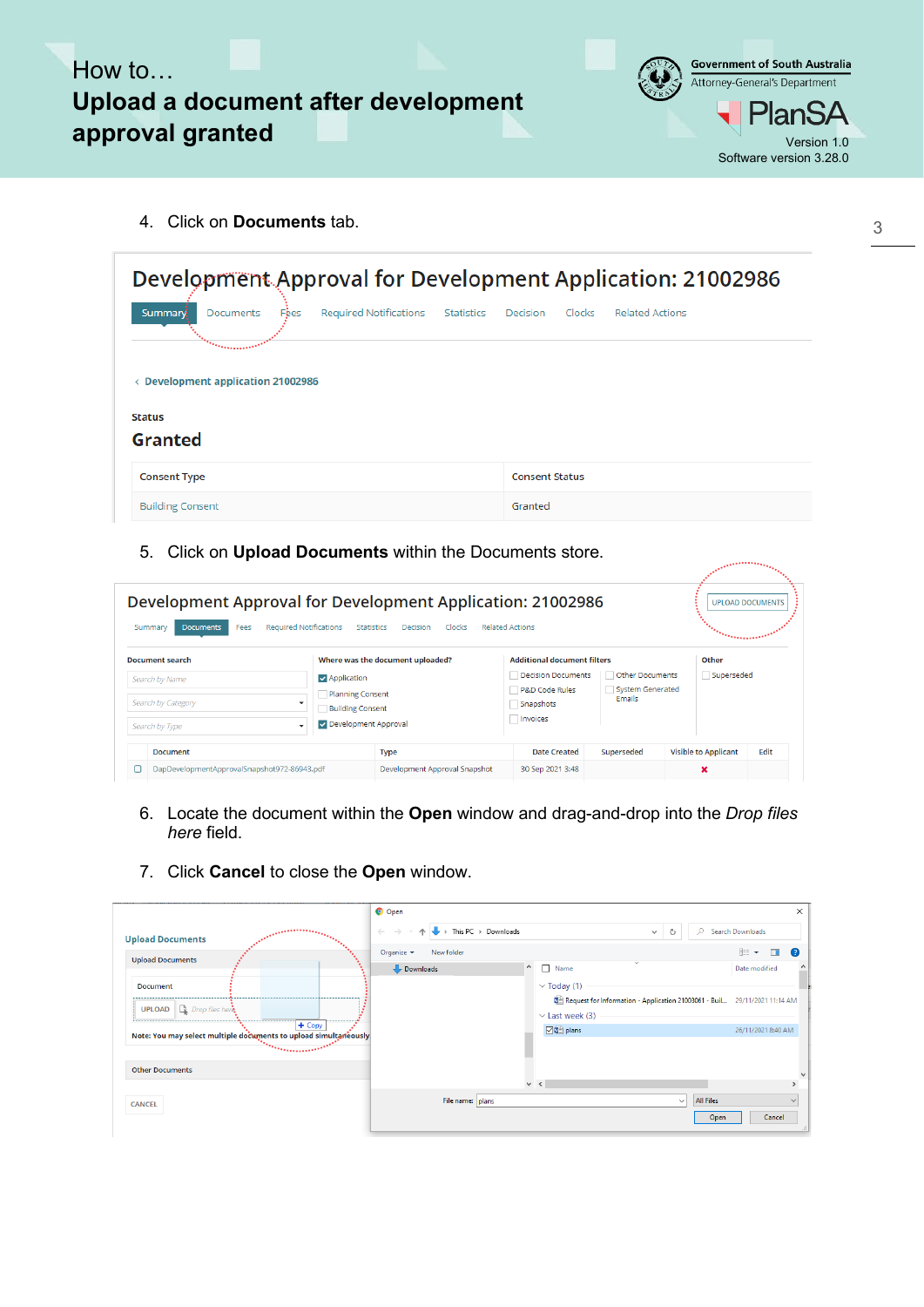4. Click on **Documents** tab.

5. Click on **Upload Documents** within the Documents store.

6. Locate the document within the **Open** window and drag-and-drop into the *Drop files here* field.

7. Click **Cancel** to close the **Open** window.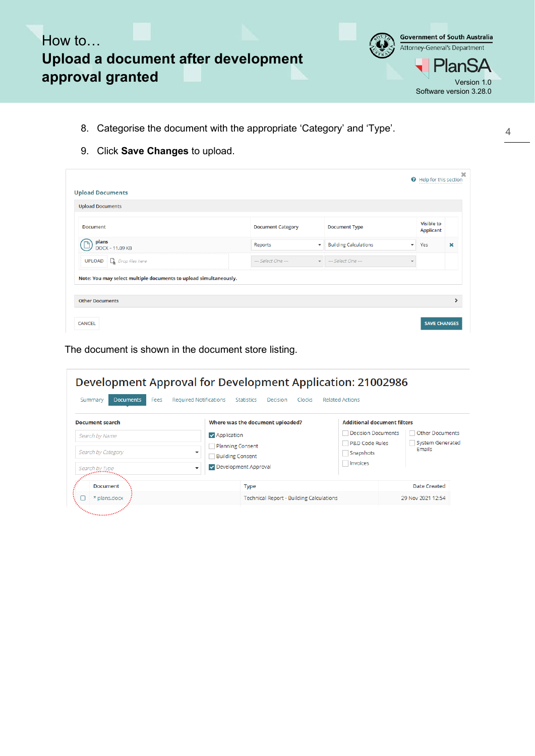8. Categorise the document with the appropriate ‘Category’ and ‘Type’.
9. Click **Save Changes** to upload.

Help for this section

**Upload Documents**

Upload Documents

| Document | Document Category | Document Type | Visible to Applicant | |
|---|---|---|---|---|
| plans DOCX - 11.09 KB | Reports | Building Calculations | Yes | ✖ |
| UPLOAD Drop files here | --- Select One --- | --- Select One --- | | |

Note: You may select multiple documents to upload simultaneously.

Other Documents

CANCEL SAVE CHANGES

The document is shown in the document store listing.

**Development Approval for Development Application: 21002986**

Summary | Documents | Fees | Required Notifications | Statistics | Decision | Clocks | Related Actions

**Document search**

Search by Name

Search by Category

Search by Type

**Where was the document uploaded?**

- [x] Application
- [ ] Planning Consent
- [ ] Building Consent
- [x] Development Approval

**Additional document filters**

- [ ] Decision Documents
- [ ] P&D Code Rules
- [ ] Snapshots
- [ ] Invoices
- [ ] Other Documents
- [ ] System Generated Emails

| | Document | Type | Date Created |
|---|---|---|---|
| ☐ | * plans.docx | Technical Report - Building Calculations | 29 Nov 2021 12:54 |